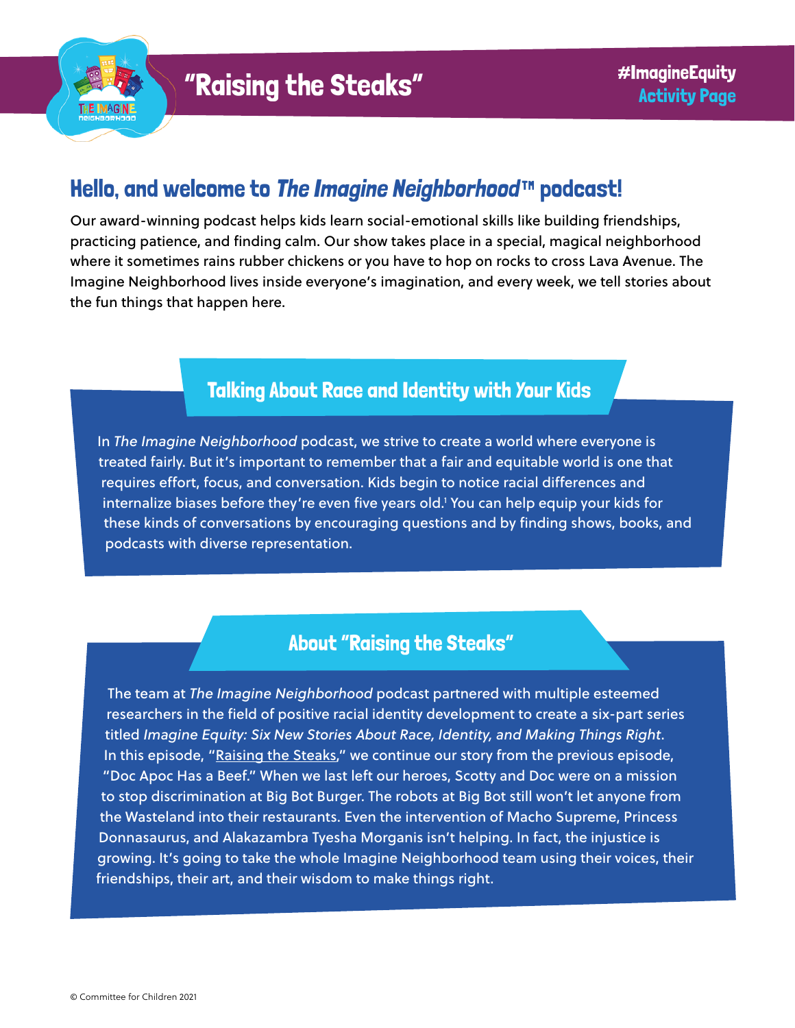# "Raising the Steaks"

**#ImagineEquity**
**Activity Page**

## Hello, and welcome to *The Imagine Neighborhood*™ podcast!

Our award-winning podcast helps kids learn social-emotional skills like building friendships, practicing patience, and finding calm. Our show takes place in a special, magical neighborhood where it sometimes rains rubber chickens or you have to hop on rocks to cross Lava Avenue. The Imagine Neighborhood lives inside everyone's imagination, and every week, we tell stories about the fun things that happen here.

### Talking About Race and Identity with *Your* Kids

In *The Imagine Neighborhood* podcast, we strive to create a world where everyone is treated fairly. But it's important to remember that a fair and equitable world is one that requires effort, focus, and conversation. Kids begin to notice racial differences and internalize biases before they're even five years old.[1] You can help equip your kids for these kinds of conversations by encouraging questions and by finding shows, books, and podcasts with diverse representation.

### About "Raising the Steaks"

The team at *The Imagine Neighborhood* podcast partnered with multiple esteemed researchers in the field of positive racial identity development to create a six-part series titled *Imagine Equity: Six New Stories About Race, Identity, and Making Things Right*. In this episode, "Raising the Steaks," we continue our story from the previous episode, "Doc Apoc Has a Beef." When we last left our heroes, Scotty and Doc were on a mission to stop discrimination at Big Bot Burger. The robots at Big Bot still won't let anyone from the Wasteland into their restaurants. Even the intervention of Macho Supreme, Princess Donnasaurus, and Alakazambra Tyesha Morganis isn't helping. In fact, the injustice is growing. It's going to take the whole Imagine Neighborhood team using their voices, their friendships, their art, and their wisdom to make things right.

© Committee for Children 2021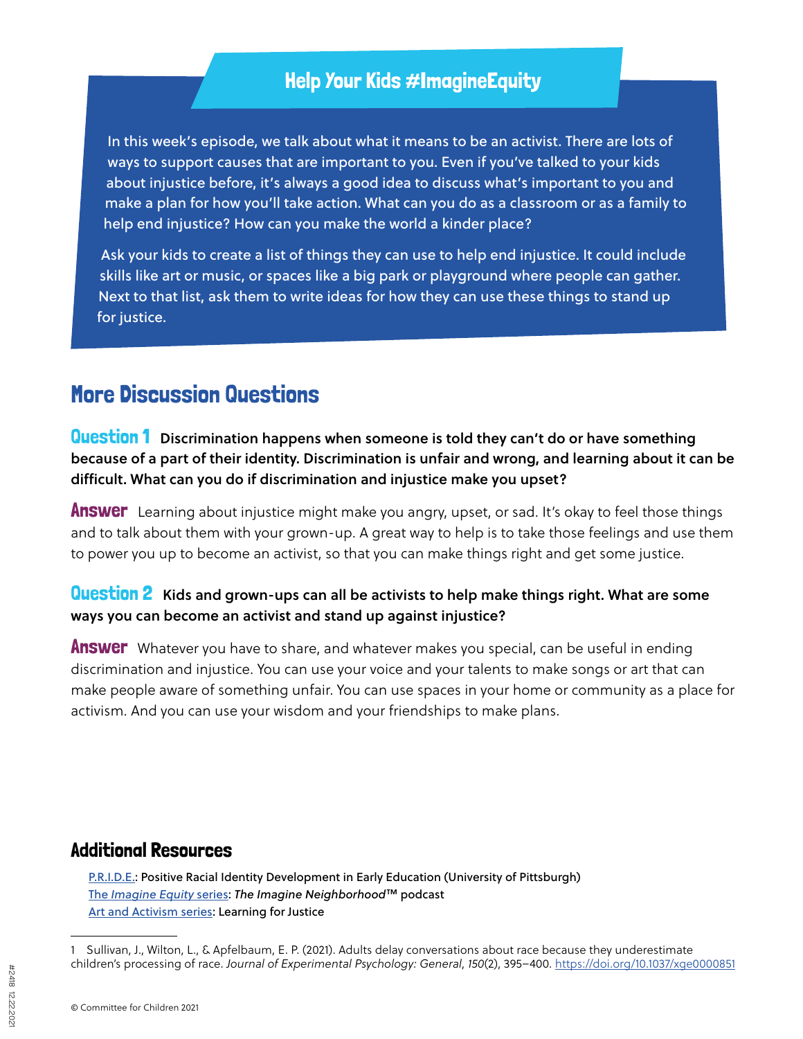## Help Your Kids #ImagineEquity

In this week's episode, we talk about what it means to be an activist. There are lots of ways to support causes that are important to you. Even if you've talked to your kids about injustice before, it's always a good idea to discuss what's important to you and make a plan for how you'll take action. What can you do as a classroom or as a family to help end injustice? How can you make the world a kinder place?

Ask your kids to create a list of things they can use to help end injustice. It could include skills like art or music, or spaces like a big park or playground where people can gather. Next to that list, ask them to write ideas for how they can use these things to stand up for justice.

## More Discussion Questions

**Question 1** **Discrimination happens when someone is told they can't do or have something because of a part of their identity. Discrimination is unfair and wrong, and learning about it can be difficult. What can you do if discrimination and injustice make you upset?**

**Answer** Learning about injustice might make you angry, upset, or sad. It's okay to feel those things and to talk about them with your grown-up. A great way to help is to take those feelings and use them to power you up to become an activist, so that you can make things right and get some justice.

**Question 2** **Kids and grown-ups can all be activists to help make things right. What are some ways you can become an activist and stand up against injustice?**

**Answer** Whatever you have to share, and whatever makes you special, can be useful in ending discrimination and injustice. You can use your voice and your talents to make songs or art that can make people aware of something unfair. You can use spaces in your home or community as a place for activism. And you can use your wisdom and your friendships to make plans.

## Additional Resources

P.R.I.D.E.: Positive Racial Identity Development in Early Education (University of Pittsburgh)
The *Imagine Equity* series: *The Imagine Neighborhood*™ podcast
Art and Activism series: Learning for Justice

---

1 Sullivan, J., Wilton, L., & Apfelbaum, E. P. (2021). Adults delay conversations about race because they underestimate children's processing of race. *Journal of Experimental Psychology: General*, *150*(2), 395–400. https://doi.org/10.1037/xge0000851

© Committee for Children 2021

#2418 12.22.2021